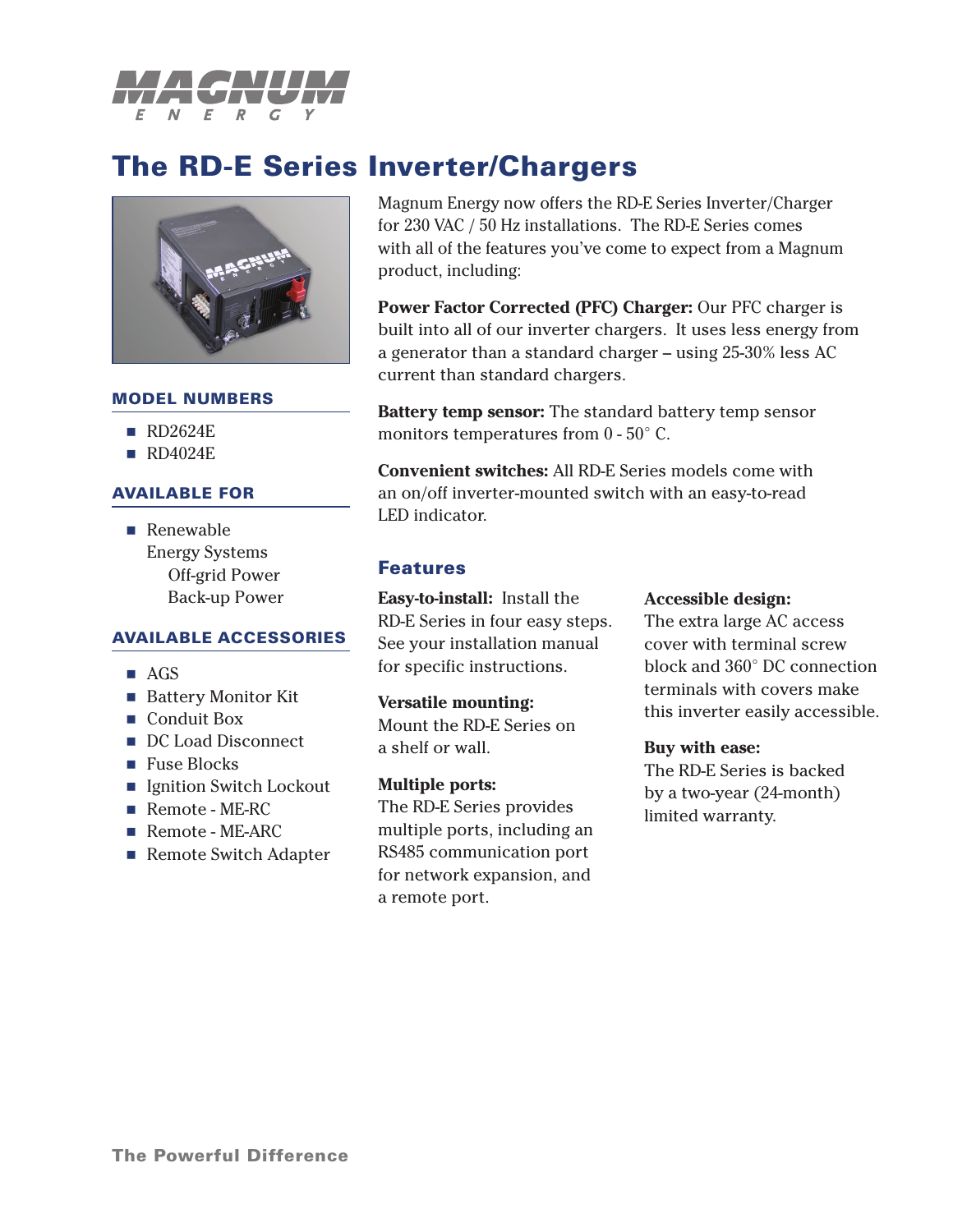MAGNUM ENERGY

# The RD-E Series Inverter/Chargers

Magnum Energy now offers the RD-E Series Inverter/Charger for 230 VAC / 50 Hz installations. The RD-E Series comes with all of the features you've come to expect from a Magnum product, including:

**Power Factor Corrected (PFC) Charger:** Our PFC charger is built into all of our inverter chargers. It uses less energy from a generator than a standard charger – using 25-30% less AC current than standard chargers.

**Battery temp sensor:** The standard battery temp sensor monitors temperatures from 0 - 50° C.

**Convenient switches:** All RD-E Series models come with an on/off inverter-mounted switch with an easy-to-read LED indicator.

## MODEL NUMBERS

- RD2624E
- RD4024E

## AVAILABLE FOR

- Renewable Energy Systems
  - Off-grid Power
  - Back-up Power

## AVAILABLE ACCESSORIES

- AGS
- Battery Monitor Kit
- Conduit Box
- DC Load Disconnect
- Fuse Blocks
- Ignition Switch Lockout
- Remote - ME-RC
- Remote - ME-ARC
- Remote Switch Adapter

## Features

**Easy-to-install:** Install the RD-E Series in four easy steps. See your installation manual for specific instructions.

**Versatile mounting:** Mount the RD-E Series on a shelf or wall.

**Multiple ports:** The RD-E Series provides multiple ports, including an RS485 communication port for network expansion, and a remote port.

**Accessible design:** The extra large AC access cover with terminal screw block and 360° DC connection terminals with covers make this inverter easily accessible.

**Buy with ease:** The RD-E Series is backed by a two-year (24-month) limited warranty.

The Powerful Difference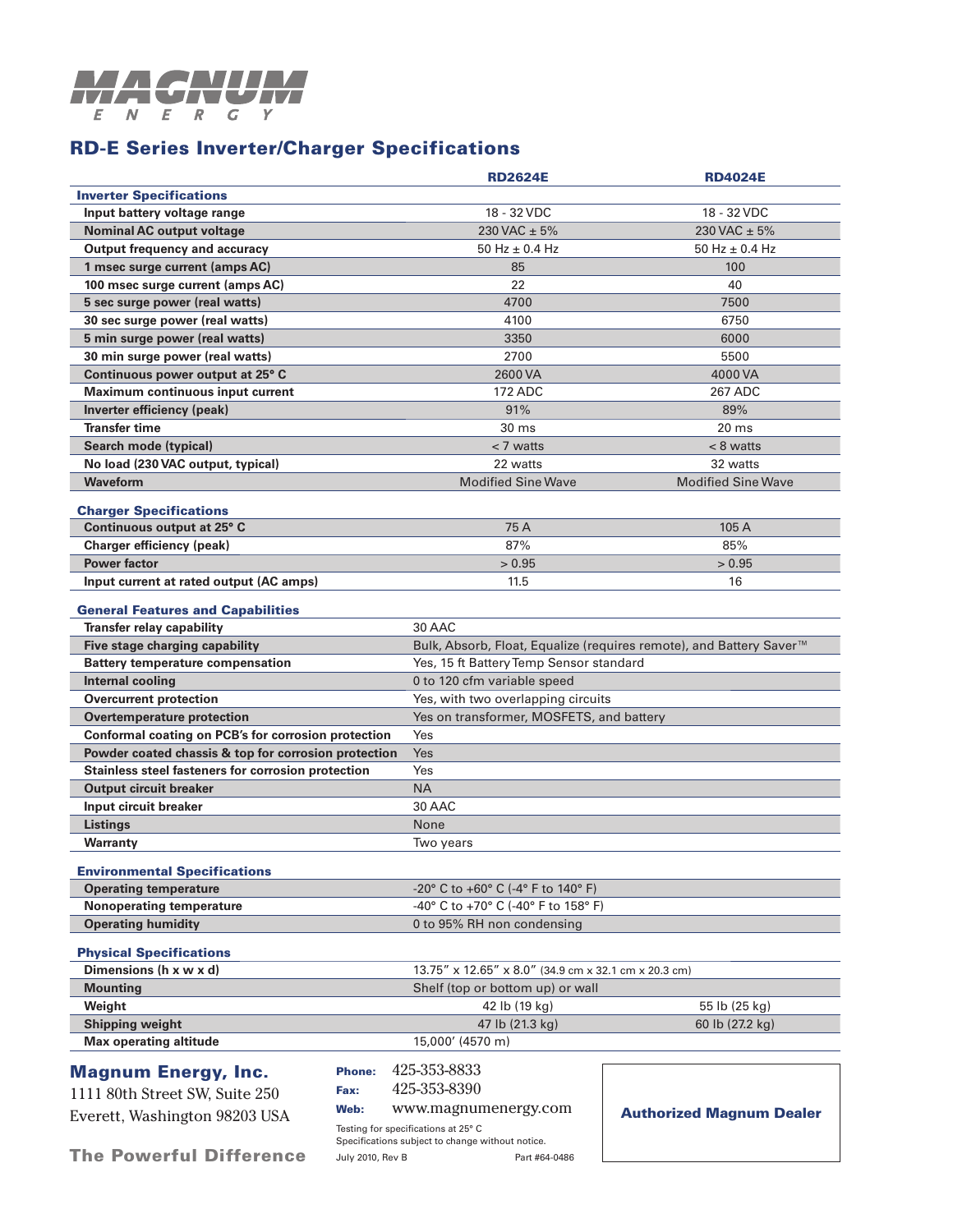MAGNUM ENERGY

# RD-E Series Inverter/Charger Specifications

| | RD2624E | RD4024E |
|---|---|---|
| **Inverter Specifications** | | |
| Input battery voltage range | 18 - 32 VDC | 18 - 32 VDC |
| Nominal AC output voltage | 230 VAC ± 5% | 230 VAC ± 5% |
| Output frequency and accuracy | 50 Hz ± 0.4 Hz | 50 Hz ± 0.4 Hz |
| 1 msec surge current (amps AC) | 85 | 100 |
| 100 msec surge current (amps AC) | 22 | 40 |
| 5 sec surge power (real watts) | 4700 | 7500 |
| 30 sec surge power (real watts) | 4100 | 6750 |
| 5 min surge power (real watts) | 3350 | 6000 |
| 30 min surge power (real watts) | 2700 | 5500 |
| Continuous power output at 25° C | 2600 VA | 4000 VA |
| Maximum continuous input current | 172 ADC | 267 ADC |
| Inverter efficiency (peak) | 91% | 89% |
| Transfer time | 30 ms | 20 ms |
| Search mode (typical) | < 7 watts | < 8 watts |
| No load (230 VAC output, typical) | 22 watts | 32 watts |
| Waveform | Modified Sine Wave | Modified Sine Wave |
| **Charger Specifications** | | |
| Continuous output at 25° C | 75 A | 105 A |
| Charger efficiency (peak) | 87% | 85% |
| Power factor | > 0.95 | > 0.95 |
| Input current at rated output (AC amps) | 11.5 | 16 |

| **General Features and Capabilities** | |
|---|---|
| Transfer relay capability | 30 AAC |
| Five stage charging capability | Bulk, Absorb, Float, Equalize (requires remote), and Battery Saver™ |
| Battery temperature compensation | Yes, 15 ft Battery Temp Sensor standard |
| Internal cooling | 0 to 120 cfm variable speed |
| Overcurrent protection | Yes, with two overlapping circuits |
| Overtemperature protection | Yes on transformer, MOSFETS, and battery |
| Conformal coating on PCB's for corrosion protection | Yes |
| Powder coated chassis & top for corrosion protection | Yes |
| Stainless steel fasteners for corrosion protection | Yes |
| Output circuit breaker | NA |
| Input circuit breaker | 30 AAC |
| Listings | None |
| Warranty | Two years |

| **Environmental Specifications** | |
|---|---|
| Operating temperature | -20° C to +60° C (-4° F to 140° F) |
| Nonoperating temperature | -40° C to +70° C (-40° F to 158° F) |
| Operating humidity | 0 to 95% RH non condensing |

| **Physical Specifications** | | |
|---|---|---|
| Dimensions (h x w x d) | 13.75" x 12.65" x 8.0" (34.9 cm x 32.1 cm x 20.3 cm) | |
| Mounting | Shelf (top or bottom up) or wall | |
| Weight | 42 lb (19 kg) | 55 lb (25 kg) |
| Shipping weight | 47 lb (21.3 kg) | 60 lb (27.2 kg) |
| Max operating altitude | 15,000' (4570 m) | |

**Magnum Energy, Inc.**
1111 80th Street SW, Suite 250
Everett, Washington 98203 USA

**The Powerful Difference**

**Phone:** 425-353-8833
**Fax:** 425-353-8390
**Web:** www.magnumenergy.com

Testing for specifications at 25° C
Specifications subject to change without notice.
July 2010, Rev B Part #64-0486

**Authorized Magnum Dealer**